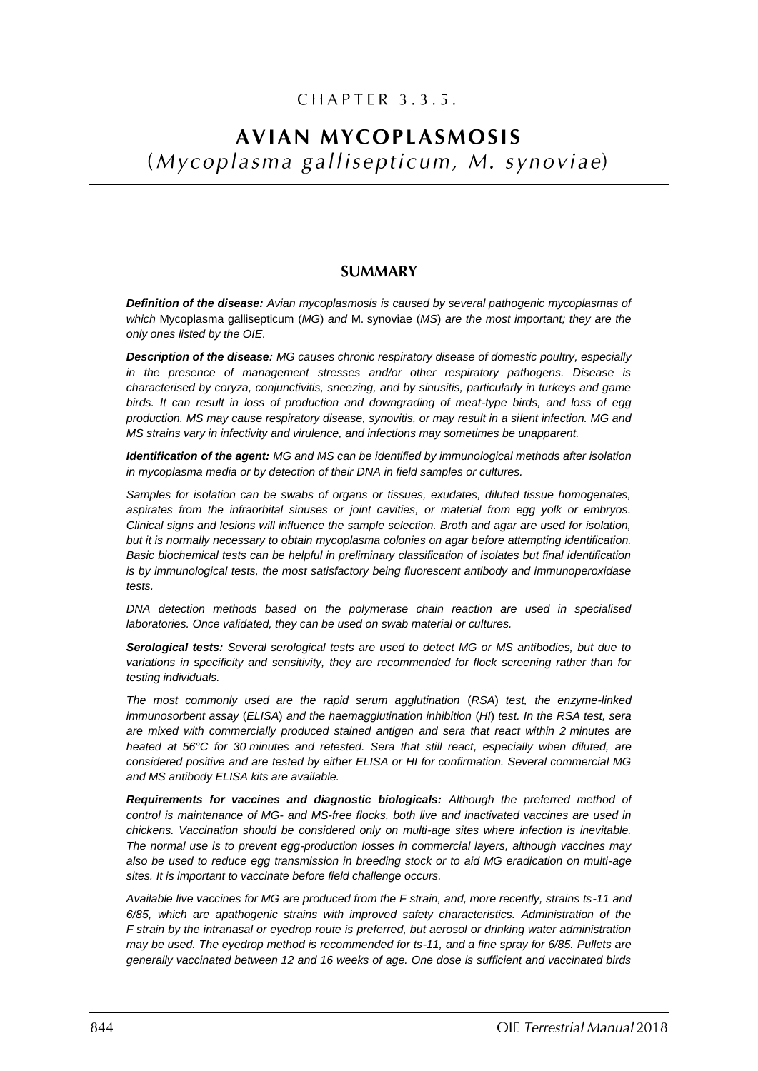CHAPTER 3.3.5.

# AVIAN MYCOPLASMOSIS
## (*Mycoplasma gallisepticum, M. synoviae*)

### SUMMARY

***Definition of the disease:*** *Avian mycoplasmosis is caused by several pathogenic mycoplasmas of which* Mycoplasma gallisepticum *(MG) and* M. synoviae *(MS) are the most important; they are the only ones listed by the OIE.*

***Description of the disease:*** *MG causes chronic respiratory disease of domestic poultry, especially in the presence of management stresses and/or other respiratory pathogens. Disease is characterised by coryza, conjunctivitis, sneezing, and by sinusitis, particularly in turkeys and game birds. It can result in loss of production and downgrading of meat-type birds, and loss of egg production. MS may cause respiratory disease, synovitis, or may result in a silent infection. MG and MS strains vary in infectivity and virulence, and infections may sometimes be unapparent.*

***Identification of the agent:*** *MG and MS can be identified by immunological methods after isolation in mycoplasma media or by detection of their DNA in field samples or cultures.*

*Samples for isolation can be swabs of organs or tissues, exudates, diluted tissue homogenates, aspirates from the infraorbital sinuses or joint cavities, or material from egg yolk or embryos. Clinical signs and lesions will influence the sample selection. Broth and agar are used for isolation, but it is normally necessary to obtain mycoplasma colonies on agar before attempting identification. Basic biochemical tests can be helpful in preliminary classification of isolates but final identification is by immunological tests, the most satisfactory being fluorescent antibody and immunoperoxidase tests.*

*DNA detection methods based on the polymerase chain reaction are used in specialised laboratories. Once validated, they can be used on swab material or cultures.*

***Serological tests:*** *Several serological tests are used to detect MG or MS antibodies, but due to variations in specificity and sensitivity, they are recommended for flock screening rather than for testing individuals.*

*The most commonly used are the rapid serum agglutination (RSA) test, the enzyme-linked immunosorbent assay (ELISA) and the haemagglutination inhibition (HI) test. In the RSA test, sera are mixed with commercially produced stained antigen and sera that react within 2 minutes are heated at 56°C for 30 minutes and retested. Sera that still react, especially when diluted, are considered positive and are tested by either ELISA or HI for confirmation. Several commercial MG and MS antibody ELISA kits are available.*

***Requirements for vaccines and diagnostic biologicals:*** *Although the preferred method of control is maintenance of MG- and MS-free flocks, both live and inactivated vaccines are used in chickens. Vaccination should be considered only on multi-age sites where infection is inevitable. The normal use is to prevent egg-production losses in commercial layers, although vaccines may also be used to reduce egg transmission in breeding stock or to aid MG eradication on multi-age sites. It is important to vaccinate before field challenge occurs.*

*Available live vaccines for MG are produced from the F strain, and, more recently, strains ts-11 and 6/85, which are apathogenic strains with improved safety characteristics. Administration of the F strain by the intranasal or eyedrop route is preferred, but aerosol or drinking water administration may be used. The eyedrop method is recommended for ts-11, and a fine spray for 6/85. Pullets are generally vaccinated between 12 and 16 weeks of age. One dose is sufficient and vaccinated birds*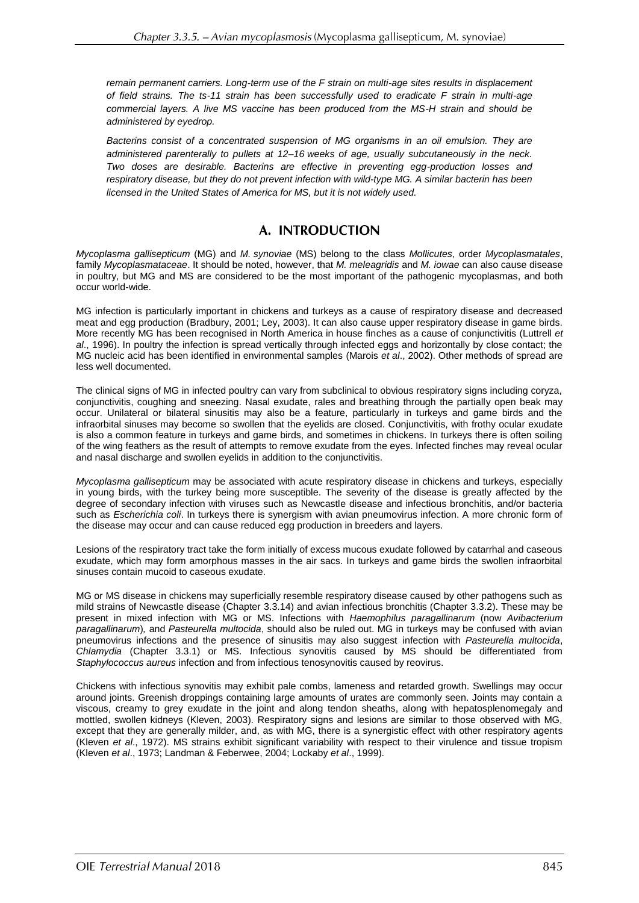*remain permanent carriers. Long-term use of the F strain on multi-age sites results in displacement of field strains. The ts-11 strain has been successfully used to eradicate F strain in multi-age commercial layers. A live MS vaccine has been produced from the MS-H strain and should be administered by eyedrop.*

*Bacterins consist of a concentrated suspension of MG organisms in an oil emulsion. They are administered parenterally to pullets at 12–16 weeks of age, usually subcutaneously in the neck. Two doses are desirable. Bacterins are effective in preventing egg-production losses and respiratory disease, but they do not prevent infection with wild-type MG. A similar bacterin has been licensed in the United States of America for MS, but it is not widely used.*

## A. INTRODUCTION

*Mycoplasma gallisepticum* (MG) and *M. synoviae* (MS) belong to the class *Mollicutes*, order *Mycoplasmatales*, family *Mycoplasmataceae*. It should be noted, however, that *M. meleagridis* and *M. iowae* can also cause disease in poultry, but MG and MS are considered to be the most important of the pathogenic mycoplasmas, and both occur world-wide.

MG infection is particularly important in chickens and turkeys as a cause of respiratory disease and decreased meat and egg production (Bradbury, 2001; Ley, 2003). It can also cause upper respiratory disease in game birds. More recently MG has been recognised in North America in house finches as a cause of conjunctivitis (Luttrell *et al*., 1996). In poultry the infection is spread vertically through infected eggs and horizontally by close contact; the MG nucleic acid has been identified in environmental samples (Marois *et al*., 2002). Other methods of spread are less well documented.

The clinical signs of MG in infected poultry can vary from subclinical to obvious respiratory signs including coryza, conjunctivitis, coughing and sneezing. Nasal exudate, rales and breathing through the partially open beak may occur. Unilateral or bilateral sinusitis may also be a feature, particularly in turkeys and game birds and the infraorbital sinuses may become so swollen that the eyelids are closed. Conjunctivitis, with frothy ocular exudate is also a common feature in turkeys and game birds, and sometimes in chickens. In turkeys there is often soiling of the wing feathers as the result of attempts to remove exudate from the eyes. Infected finches may reveal ocular and nasal discharge and swollen eyelids in addition to the conjunctivitis.

*Mycoplasma gallisepticum* may be associated with acute respiratory disease in chickens and turkeys, especially in young birds, with the turkey being more susceptible. The severity of the disease is greatly affected by the degree of secondary infection with viruses such as Newcastle disease and infectious bronchitis, and/or bacteria such as *Escherichia coli*. In turkeys there is synergism with avian pneumovirus infection. A more chronic form of the disease may occur and can cause reduced egg production in breeders and layers.

Lesions of the respiratory tract take the form initially of excess mucous exudate followed by catarrhal and caseous exudate, which may form amorphous masses in the air sacs. In turkeys and game birds the swollen infraorbital sinuses contain mucoid to caseous exudate.

MG or MS disease in chickens may superficially resemble respiratory disease caused by other pathogens such as mild strains of Newcastle disease (Chapter 3.3.14) and avian infectious bronchitis (Chapter 3.3.2). These may be present in mixed infection with MG or MS. Infections with *Haemophilus paragallinarum* (now *Avibacterium paragallinarum*)*,* and *Pasteurella multocida*, should also be ruled out. MG in turkeys may be confused with avian pneumovirus infections and the presence of sinusitis may also suggest infection with *Pasteurella multocida*, *Chlamydia* (Chapter 3.3.1) or MS. Infectious synovitis caused by MS should be differentiated from *Staphylococcus aureus* infection and from infectious tenosynovitis caused by reovirus.

Chickens with infectious synovitis may exhibit pale combs, lameness and retarded growth. Swellings may occur around joints. Greenish droppings containing large amounts of urates are commonly seen. Joints may contain a viscous, creamy to grey exudate in the joint and along tendon sheaths, along with hepatosplenomegaly and mottled, swollen kidneys (Kleven, 2003). Respiratory signs and lesions are similar to those observed with MG, except that they are generally milder, and, as with MG, there is a synergistic effect with other respiratory agents (Kleven *et al*., 1972). MS strains exhibit significant variability with respect to their virulence and tissue tropism (Kleven *et al*., 1973; Landman & Feberwee, 2004; Lockaby *et al*., 1999).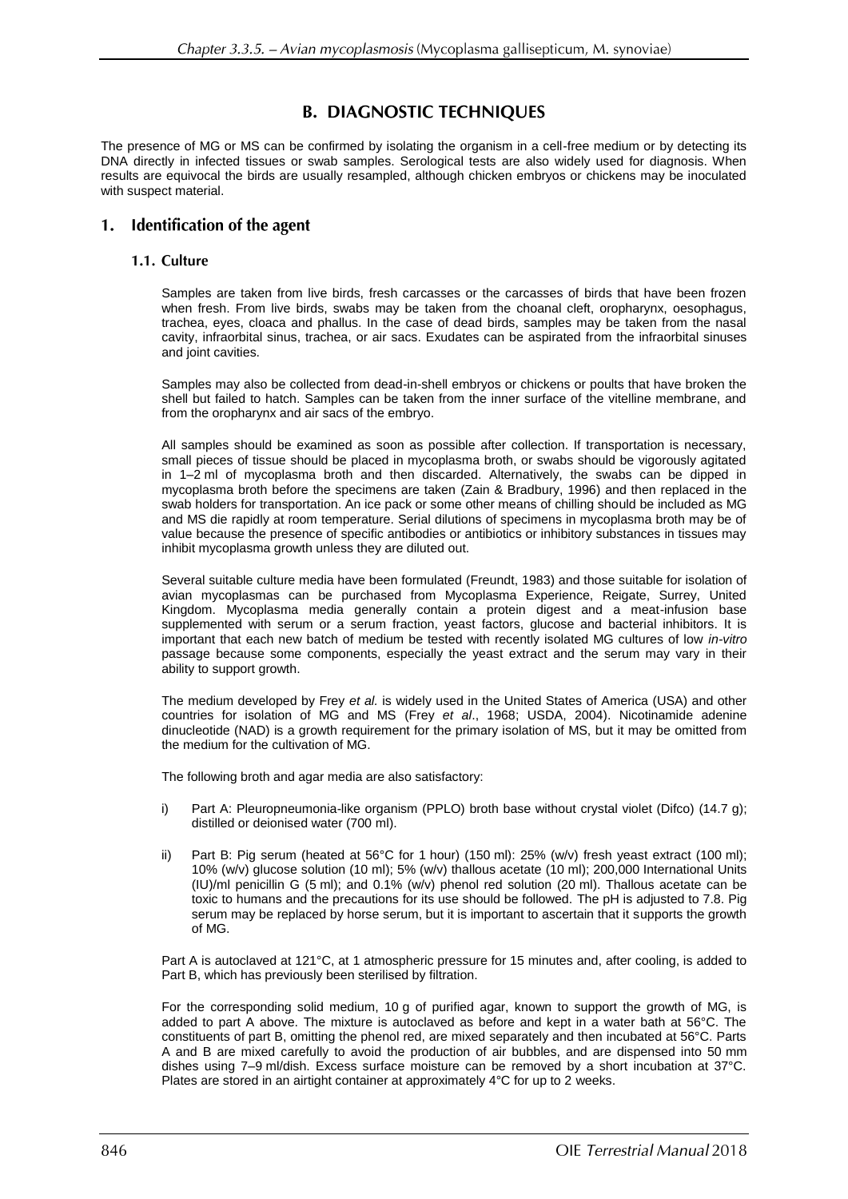## B. DIAGNOSTIC TECHNIQUES

The presence of MG or MS can be confirmed by isolating the organism in a cell-free medium or by detecting its DNA directly in infected tissues or swab samples. Serological tests are also widely used for diagnosis. When results are equivocal the birds are usually resampled, although chicken embryos or chickens may be inoculated with suspect material.

### 1. Identification of the agent

#### 1.1. Culture

Samples are taken from live birds, fresh carcasses or the carcasses of birds that have been frozen when fresh. From live birds, swabs may be taken from the choanal cleft, oropharynx, oesophagus, trachea, eyes, cloaca and phallus. In the case of dead birds, samples may be taken from the nasal cavity, infraorbital sinus, trachea, or air sacs. Exudates can be aspirated from the infraorbital sinuses and joint cavities.

Samples may also be collected from dead-in-shell embryos or chickens or poults that have broken the shell but failed to hatch. Samples can be taken from the inner surface of the vitelline membrane, and from the oropharynx and air sacs of the embryo.

All samples should be examined as soon as possible after collection. If transportation is necessary, small pieces of tissue should be placed in mycoplasma broth, or swabs should be vigorously agitated in 1–2 ml of mycoplasma broth and then discarded. Alternatively, the swabs can be dipped in mycoplasma broth before the specimens are taken (Zain & Bradbury, 1996) and then replaced in the swab holders for transportation. An ice pack or some other means of chilling should be included as MG and MS die rapidly at room temperature. Serial dilutions of specimens in mycoplasma broth may be of value because the presence of specific antibodies or antibiotics or inhibitory substances in tissues may inhibit mycoplasma growth unless they are diluted out.

Several suitable culture media have been formulated (Freundt, 1983) and those suitable for isolation of avian mycoplasmas can be purchased from Mycoplasma Experience, Reigate, Surrey, United Kingdom. Mycoplasma media generally contain a protein digest and a meat-infusion base supplemented with serum or a serum fraction, yeast factors, glucose and bacterial inhibitors. It is important that each new batch of medium be tested with recently isolated MG cultures of low *in-vitro* passage because some components, especially the yeast extract and the serum may vary in their ability to support growth.

The medium developed by Frey *et al.* is widely used in the United States of America (USA) and other countries for isolation of MG and MS (Frey *et al*., 1968; USDA, 2004). Nicotinamide adenine dinucleotide (NAD) is a growth requirement for the primary isolation of MS, but it may be omitted from the medium for the cultivation of MG.

The following broth and agar media are also satisfactory:

i) Part A: Pleuropneumonia-like organism (PPLO) broth base without crystal violet (Difco) (14.7 g); distilled or deionised water (700 ml).

ii) Part B: Pig serum (heated at 56°C for 1 hour) (150 ml): 25% (w/v) fresh yeast extract (100 ml); 10% (w/v) glucose solution (10 ml); 5% (w/v) thallous acetate (10 ml); 200,000 International Units (IU)/ml penicillin G (5 ml); and 0.1% (w/v) phenol red solution (20 ml). Thallous acetate can be toxic to humans and the precautions for its use should be followed. The pH is adjusted to 7.8. Pig serum may be replaced by horse serum, but it is important to ascertain that it supports the growth of MG.

Part A is autoclaved at 121°C, at 1 atmospheric pressure for 15 minutes and, after cooling, is added to Part B, which has previously been sterilised by filtration.

For the corresponding solid medium, 10 g of purified agar, known to support the growth of MG, is added to part A above. The mixture is autoclaved as before and kept in a water bath at 56°C. The constituents of part B, omitting the phenol red, are mixed separately and then incubated at 56°C. Parts A and B are mixed carefully to avoid the production of air bubbles, and are dispensed into 50 mm dishes using 7–9 ml/dish. Excess surface moisture can be removed by a short incubation at 37°C. Plates are stored in an airtight container at approximately 4°C for up to 2 weeks.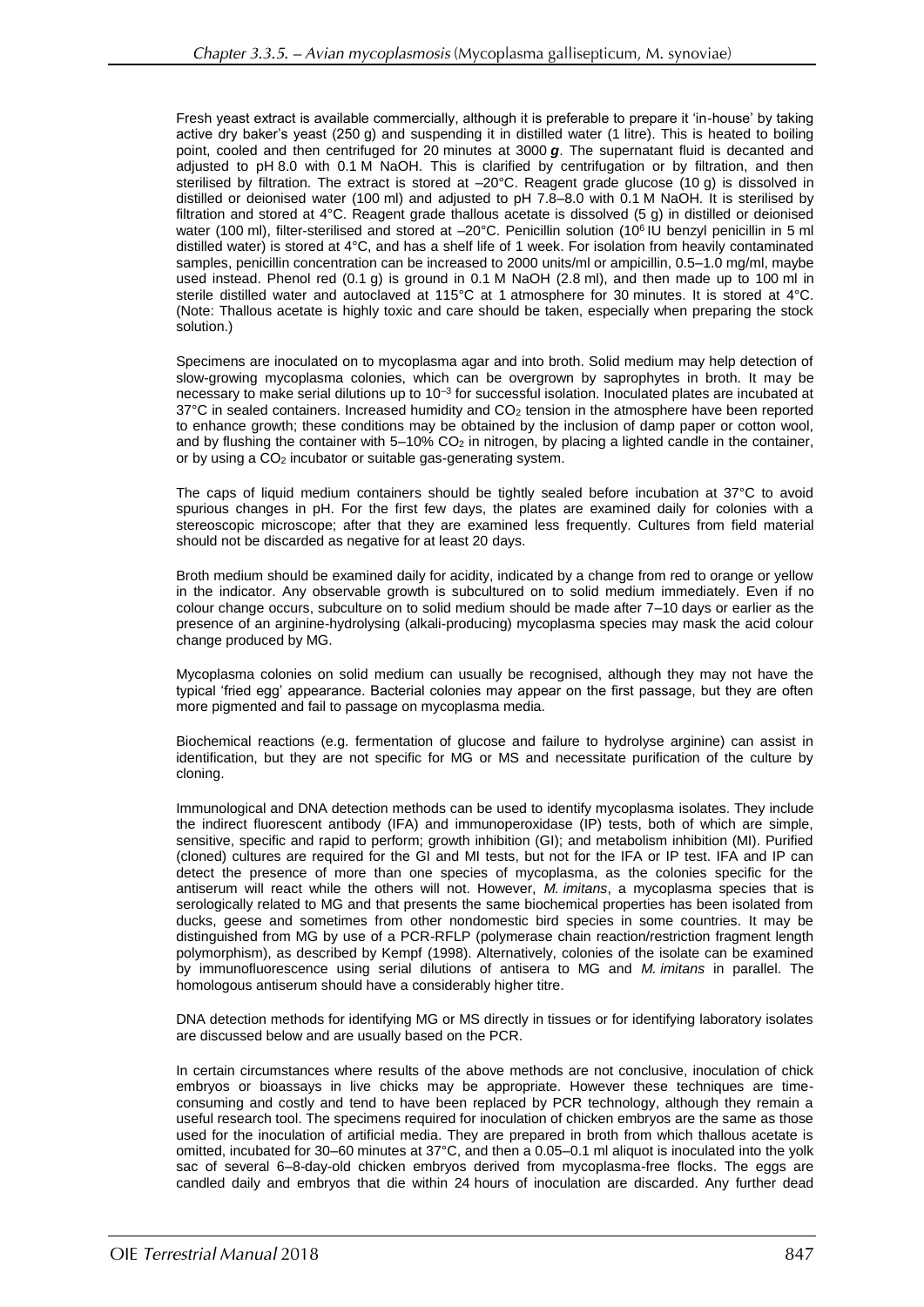Fresh yeast extract is available commercially, although it is preferable to prepare it 'in-house' by taking active dry baker's yeast (250 g) and suspending it in distilled water (1 litre). This is heated to boiling point, cooled and then centrifuged for 20 minutes at 3000 ***g***. The supernatant fluid is decanted and adjusted to pH 8.0 with 0.1 M NaOH. This is clarified by centrifugation or by filtration, and then sterilised by filtration. The extract is stored at –20°C. Reagent grade glucose (10 g) is dissolved in distilled or deionised water (100 ml) and adjusted to pH 7.8–8.0 with 0.1 M NaOH. It is sterilised by filtration and stored at 4°C. Reagent grade thallous acetate is dissolved (5 g) in distilled or deionised water (100 ml), filter-sterilised and stored at –20°C. Penicillin solution ($10^6$ IU benzyl penicillin in 5 ml distilled water) is stored at 4°C, and has a shelf life of 1 week. For isolation from heavily contaminated samples, penicillin concentration can be increased to 2000 units/ml or ampicillin, 0.5–1.0 mg/ml, maybe used instead. Phenol red (0.1 g) is ground in 0.1 M NaOH (2.8 ml), and then made up to 100 ml in sterile distilled water and autoclaved at 115°C at 1 atmosphere for 30 minutes. It is stored at 4°C. (Note: Thallous acetate is highly toxic and care should be taken, especially when preparing the stock solution.)

Specimens are inoculated on to mycoplasma agar and into broth. Solid medium may help detection of slow-growing mycoplasma colonies, which can be overgrown by saprophytes in broth. It may be necessary to make serial dilutions up to $10^{-3}$ for successful isolation. Inoculated plates are incubated at 37°C in sealed containers. Increased humidity and $CO_2$ tension in the atmosphere have been reported to enhance growth; these conditions may be obtained by the inclusion of damp paper or cotton wool, and by flushing the container with 5–10% $CO_2$ in nitrogen, by placing a lighted candle in the container, or by using a $CO_2$ incubator or suitable gas-generating system.

The caps of liquid medium containers should be tightly sealed before incubation at 37°C to avoid spurious changes in pH. For the first few days, the plates are examined daily for colonies with a stereoscopic microscope; after that they are examined less frequently. Cultures from field material should not be discarded as negative for at least 20 days.

Broth medium should be examined daily for acidity, indicated by a change from red to orange or yellow in the indicator. Any observable growth is subcultured on to solid medium immediately. Even if no colour change occurs, subculture on to solid medium should be made after 7–10 days or earlier as the presence of an arginine-hydrolysing (alkali-producing) mycoplasma species may mask the acid colour change produced by MG.

Mycoplasma colonies on solid medium can usually be recognised, although they may not have the typical 'fried egg' appearance. Bacterial colonies may appear on the first passage, but they are often more pigmented and fail to passage on mycoplasma media.

Biochemical reactions (e.g. fermentation of glucose and failure to hydrolyse arginine) can assist in identification, but they are not specific for MG or MS and necessitate purification of the culture by cloning.

Immunological and DNA detection methods can be used to identify mycoplasma isolates. They include the indirect fluorescent antibody (IFA) and immunoperoxidase (IP) tests, both of which are simple, sensitive, specific and rapid to perform; growth inhibition (GI); and metabolism inhibition (MI). Purified (cloned) cultures are required for the GI and MI tests, but not for the IFA or IP test. IFA and IP can detect the presence of more than one species of mycoplasma, as the colonies specific for the antiserum will react while the others will not. However, *M. imitans*, a mycoplasma species that is serologically related to MG and that presents the same biochemical properties has been isolated from ducks, geese and sometimes from other nondomestic bird species in some countries. It may be distinguished from MG by use of a PCR-RFLP (polymerase chain reaction/restriction fragment length polymorphism), as described by Kempf (1998). Alternatively, colonies of the isolate can be examined by immunofluorescence using serial dilutions of antisera to MG and *M. imitans* in parallel. The homologous antiserum should have a considerably higher titre.

DNA detection methods for identifying MG or MS directly in tissues or for identifying laboratory isolates are discussed below and are usually based on the PCR.

In certain circumstances where results of the above methods are not conclusive, inoculation of chick embryos or bioassays in live chicks may be appropriate. However these techniques are time-consuming and costly and tend to have been replaced by PCR technology, although they remain a useful research tool. The specimens required for inoculation of chicken embryos are the same as those used for the inoculation of artificial media. They are prepared in broth from which thallous acetate is omitted, incubated for 30–60 minutes at 37°C, and then a 0.05–0.1 ml aliquot is inoculated into the yolk sac of several 6–8-day-old chicken embryos derived from mycoplasma-free flocks. The eggs are candled daily and embryos that die within 24 hours of inoculation are discarded. Any further dead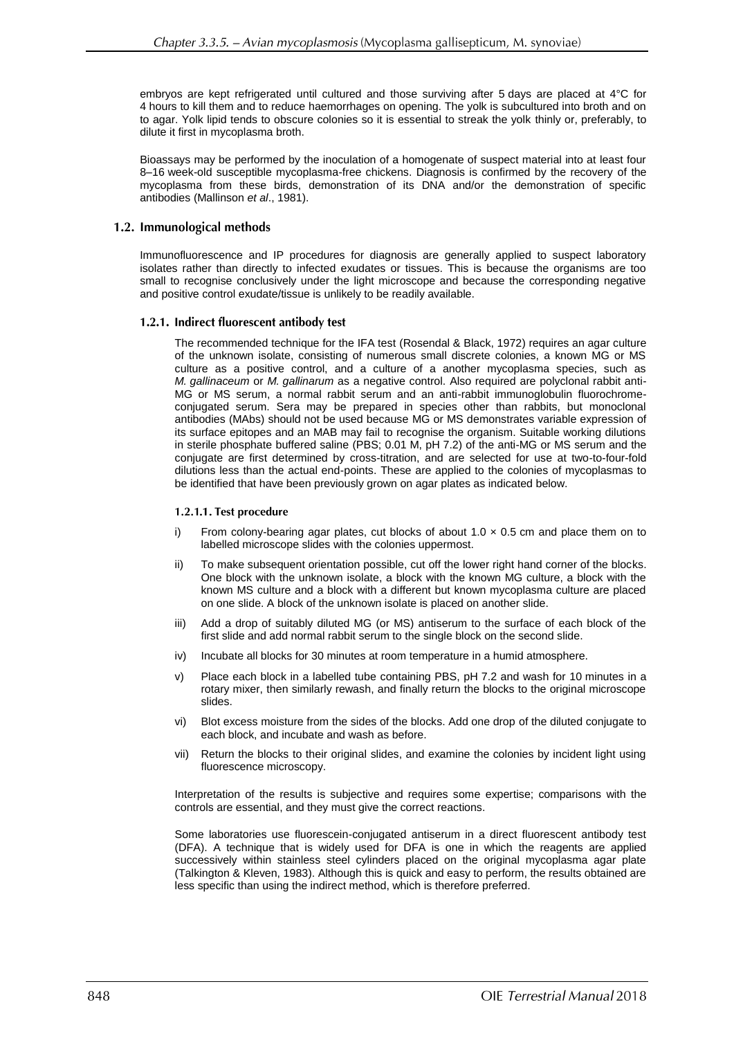embryos are kept refrigerated until cultured and those surviving after 5 days are placed at 4°C for 4 hours to kill them and to reduce haemorrhages on opening. The yolk is subcultured into broth and on to agar. Yolk lipid tends to obscure colonies so it is essential to streak the yolk thinly or, preferably, to dilute it first in mycoplasma broth.

Bioassays may be performed by the inoculation of a homogenate of suspect material into at least four 8–16 week-old susceptible mycoplasma-free chickens. Diagnosis is confirmed by the recovery of the mycoplasma from these birds, demonstration of its DNA and/or the demonstration of specific antibodies (Mallinson *et al*., 1981).

## 1.2. Immunological methods

Immunofluorescence and IP procedures for diagnosis are generally applied to suspect laboratory isolates rather than directly to infected exudates or tissues. This is because the organisms are too small to recognise conclusively under the light microscope and because the corresponding negative and positive control exudate/tissue is unlikely to be readily available.

### 1.2.1. Indirect fluorescent antibody test

The recommended technique for the IFA test (Rosendal & Black, 1972) requires an agar culture of the unknown isolate, consisting of numerous small discrete colonies, a known MG or MS culture as a positive control, and a culture of a another mycoplasma species, such as *M. gallinaceum* or *M. gallinarum* as a negative control. Also required are polyclonal rabbit anti-MG or MS serum, a normal rabbit serum and an anti-rabbit immunoglobulin fluorochrome-conjugated serum. Sera may be prepared in species other than rabbits, but monoclonal antibodies (MAbs) should not be used because MG or MS demonstrates variable expression of its surface epitopes and an MAB may fail to recognise the organism. Suitable working dilutions in sterile phosphate buffered saline (PBS; 0.01 M, pH 7.2) of the anti-MG or MS serum and the conjugate are first determined by cross-titration, and are selected for use at two-to-four-fold dilutions less than the actual end-points. These are applied to the colonies of mycoplasmas to be identified that have been previously grown on agar plates as indicated below.

#### 1.2.1.1. Test procedure

i) From colony-bearing agar plates, cut blocks of about 1.0 × 0.5 cm and place them on to labelled microscope slides with the colonies uppermost.

ii) To make subsequent orientation possible, cut off the lower right hand corner of the blocks. One block with the unknown isolate, a block with the known MG culture, a block with the known MS culture and a block with a different but known mycoplasma culture are placed on one slide. A block of the unknown isolate is placed on another slide.

iii) Add a drop of suitably diluted MG (or MS) antiserum to the surface of each block of the first slide and add normal rabbit serum to the single block on the second slide.

iv) Incubate all blocks for 30 minutes at room temperature in a humid atmosphere.

v) Place each block in a labelled tube containing PBS, pH 7.2 and wash for 10 minutes in a rotary mixer, then similarly rewash, and finally return the blocks to the original microscope slides.

vi) Blot excess moisture from the sides of the blocks. Add one drop of the diluted conjugate to each block, and incubate and wash as before.

vii) Return the blocks to their original slides, and examine the colonies by incident light using fluorescence microscopy.

Interpretation of the results is subjective and requires some expertise; comparisons with the controls are essential, and they must give the correct reactions.

Some laboratories use fluorescein-conjugated antiserum in a direct fluorescent antibody test (DFA). A technique that is widely used for DFA is one in which the reagents are applied successively within stainless steel cylinders placed on the original mycoplasma agar plate (Talkington & Kleven, 1983). Although this is quick and easy to perform, the results obtained are less specific than using the indirect method, which is therefore preferred.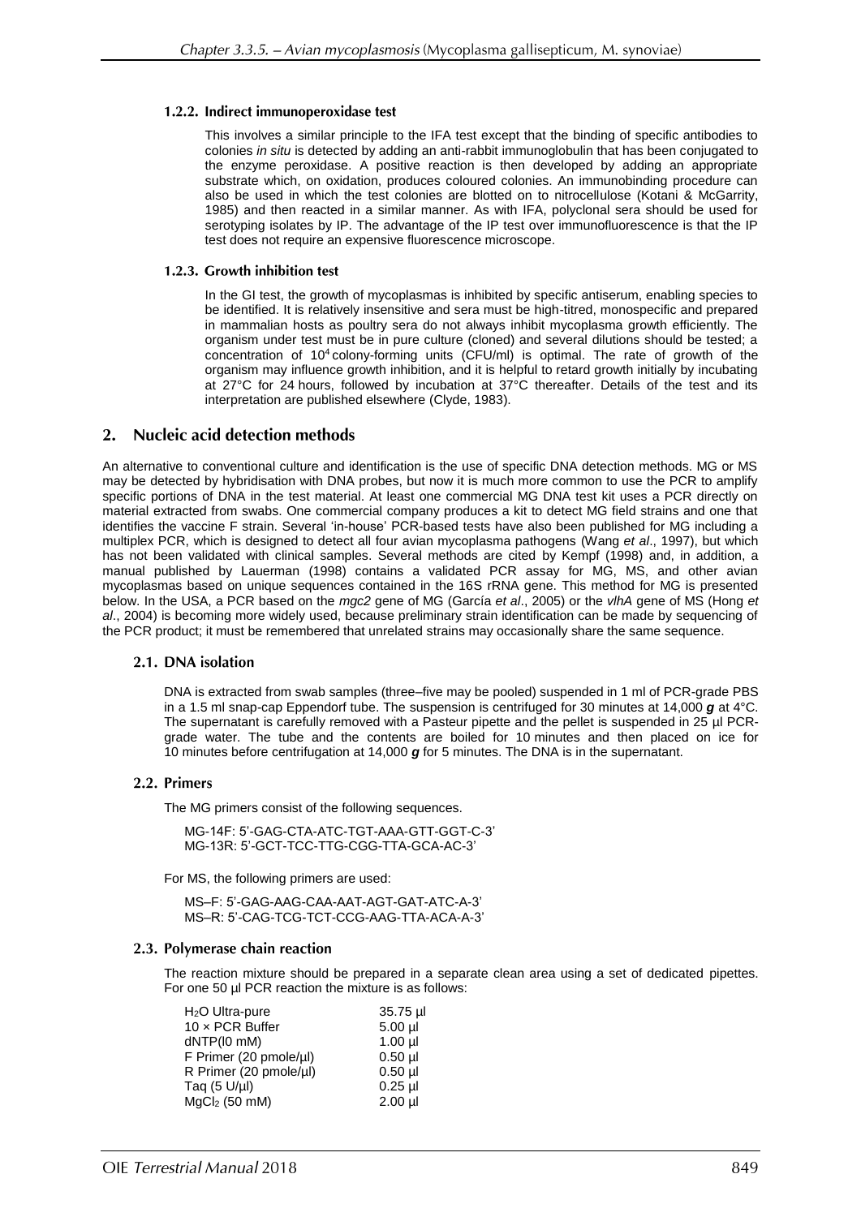#### 1.2.2. Indirect immunoperoxidase test

This involves a similar principle to the IFA test except that the binding of specific antibodies to colonies *in situ* is detected by adding an anti-rabbit immunoglobulin that has been conjugated to the enzyme peroxidase. A positive reaction is then developed by adding an appropriate substrate which, on oxidation, produces coloured colonies. An immunobinding procedure can also be used in which the test colonies are blotted on to nitrocellulose (Kotani & McGarrity, 1985) and then reacted in a similar manner. As with IFA, polyclonal sera should be used for serotyping isolates by IP. The advantage of the IP test over immunofluorescence is that the IP test does not require an expensive fluorescence microscope.

#### 1.2.3. Growth inhibition test

In the GI test, the growth of mycoplasmas is inhibited by specific antiserum, enabling species to be identified. It is relatively insensitive and sera must be high-titred, monospecific and prepared in mammalian hosts as poultry sera do not always inhibit mycoplasma growth efficiently. The organism under test must be in pure culture (cloned) and several dilutions should be tested; a concentration of $10^4$ colony-forming units (CFU/ml) is optimal. The rate of growth of the organism may influence growth inhibition, and it is helpful to retard growth initially by incubating at 27°C for 24 hours, followed by incubation at 37°C thereafter. Details of the test and its interpretation are published elsewhere (Clyde, 1983).

## 2. Nucleic acid detection methods

An alternative to conventional culture and identification is the use of specific DNA detection methods. MG or MS may be detected by hybridisation with DNA probes, but now it is much more common to use the PCR to amplify specific portions of DNA in the test material. At least one commercial MG DNA test kit uses a PCR directly on material extracted from swabs. One commercial company produces a kit to detect MG field strains and one that identifies the vaccine F strain. Several 'in-house' PCR-based tests have also been published for MG including a multiplex PCR, which is designed to detect all four avian mycoplasma pathogens (Wang *et al*., 1997), but which has not been validated with clinical samples. Several methods are cited by Kempf (1998) and, in addition, a manual published by Lauerman (1998) contains a validated PCR assay for MG, MS, and other avian mycoplasmas based on unique sequences contained in the 16S rRNA gene. This method for MG is presented below. In the USA, a PCR based on the *mgc2* gene of MG (García *et al*., 2005) or the *vlhA* gene of MS (Hong *et al*., 2004) is becoming more widely used, because preliminary strain identification can be made by sequencing of the PCR product; it must be remembered that unrelated strains may occasionally share the same sequence.

### 2.1. DNA isolation

DNA is extracted from swab samples (three–five may be pooled) suspended in 1 ml of PCR-grade PBS in a 1.5 ml snap-cap Eppendorf tube. The suspension is centrifuged for 30 minutes at 14,000 ***g*** at 4°C. The supernatant is carefully removed with a Pasteur pipette and the pellet is suspended in 25 µl PCR-grade water. The tube and the contents are boiled for 10 minutes and then placed on ice for 10 minutes before centrifugation at 14,000 ***g*** for 5 minutes. The DNA is in the supernatant.

### 2.2. Primers

The MG primers consist of the following sequences.

MG-14F: 5'-GAG-CTA-ATC-TGT-AAA-GTT-GGT-C-3'
MG-13R: 5'-GCT-TCC-TTG-CGG-TTA-GCA-AC-3'

For MS, the following primers are used:

MS–F: 5'-GAG-AAG-CAA-AAT-AGT-GAT-ATC-A-3'
MS–R: 5'-CAG-TCG-TCT-CCG-AAG-TTA-ACA-A-3'

### 2.3. Polymerase chain reaction

The reaction mixture should be prepared in a separate clean area using a set of dedicated pipettes. For one 50 µl PCR reaction the mixture is as follows:

| | |
|---|---|
| $H_2O$ Ultra-pure | 35.75 µl |
| 10 × PCR Buffer | 5.00 µl |
| dNTP(l0 mM) | 1.00 µl |
| F Primer (20 pmole/µl) | 0.50 µl |
| R Primer (20 pmole/µl) | 0.50 µl |
| Taq (5 U/µl) | 0.25 µl |
| $MgCl_2$ (50 mM) | 2.00 µl |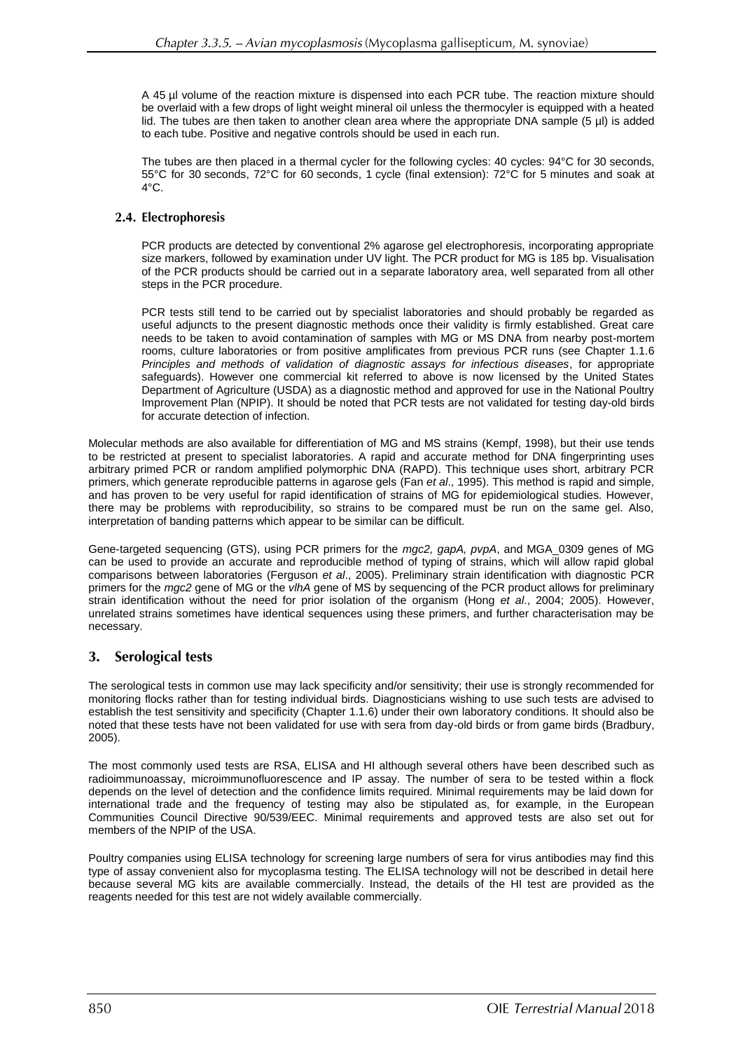A 45 µl volume of the reaction mixture is dispensed into each PCR tube. The reaction mixture should be overlaid with a few drops of light weight mineral oil unless the thermocyler is equipped with a heated lid. The tubes are then taken to another clean area where the appropriate DNA sample (5 µl) is added to each tube. Positive and negative controls should be used in each run.

The tubes are then placed in a thermal cycler for the following cycles: 40 cycles: 94°C for 30 seconds, 55°C for 30 seconds, 72°C for 60 seconds, 1 cycle (final extension): 72°C for 5 minutes and soak at 4°C.

### 2.4. Electrophoresis

PCR products are detected by conventional 2% agarose gel electrophoresis, incorporating appropriate size markers, followed by examination under UV light. The PCR product for MG is 185 bp. Visualisation of the PCR products should be carried out in a separate laboratory area, well separated from all other steps in the PCR procedure.

PCR tests still tend to be carried out by specialist laboratories and should probably be regarded as useful adjuncts to the present diagnostic methods once their validity is firmly established. Great care needs to be taken to avoid contamination of samples with MG or MS DNA from nearby post-mortem rooms, culture laboratories or from positive amplificates from previous PCR runs (see Chapter 1.1.6 *Principles and methods of validation of diagnostic assays for infectious diseases*, for appropriate safeguards). However one commercial kit referred to above is now licensed by the United States Department of Agriculture (USDA) as a diagnostic method and approved for use in the National Poultry Improvement Plan (NPIP). It should be noted that PCR tests are not validated for testing day-old birds for accurate detection of infection.

Molecular methods are also available for differentiation of MG and MS strains (Kempf, 1998), but their use tends to be restricted at present to specialist laboratories. A rapid and accurate method for DNA fingerprinting uses arbitrary primed PCR or random amplified polymorphic DNA (RAPD). This technique uses short, arbitrary PCR primers, which generate reproducible patterns in agarose gels (Fan *et al*., 1995). This method is rapid and simple, and has proven to be very useful for rapid identification of strains of MG for epidemiological studies. However, there may be problems with reproducibility, so strains to be compared must be run on the same gel. Also, interpretation of banding patterns which appear to be similar can be difficult.

Gene-targeted sequencing (GTS), using PCR primers for the *mgc2, gapA, pvpA*, and MGA_0309 genes of MG can be used to provide an accurate and reproducible method of typing of strains, which will allow rapid global comparisons between laboratories (Ferguson *et al*., 2005). Preliminary strain identification with diagnostic PCR primers for the *mgc2* gene of MG or the *vlhA* gene of MS by sequencing of the PCR product allows for preliminary strain identification without the need for prior isolation of the organism (Hong *et al*., 2004; 2005). However, unrelated strains sometimes have identical sequences using these primers, and further characterisation may be necessary.

## 3. Serological tests

The serological tests in common use may lack specificity and/or sensitivity; their use is strongly recommended for monitoring flocks rather than for testing individual birds. Diagnosticians wishing to use such tests are advised to establish the test sensitivity and specificity (Chapter 1.1.6) under their own laboratory conditions. It should also be noted that these tests have not been validated for use with sera from day-old birds or from game birds (Bradbury, 2005).

The most commonly used tests are RSA, ELISA and HI although several others have been described such as radioimmunoassay, microimmunofluorescence and IP assay. The number of sera to be tested within a flock depends on the level of detection and the confidence limits required. Minimal requirements may be laid down for international trade and the frequency of testing may also be stipulated as, for example, in the European Communities Council Directive 90/539/EEC. Minimal requirements and approved tests are also set out for members of the NPIP of the USA.

Poultry companies using ELISA technology for screening large numbers of sera for virus antibodies may find this type of assay convenient also for mycoplasma testing. The ELISA technology will not be described in detail here because several MG kits are available commercially. Instead, the details of the HI test are provided as the reagents needed for this test are not widely available commercially.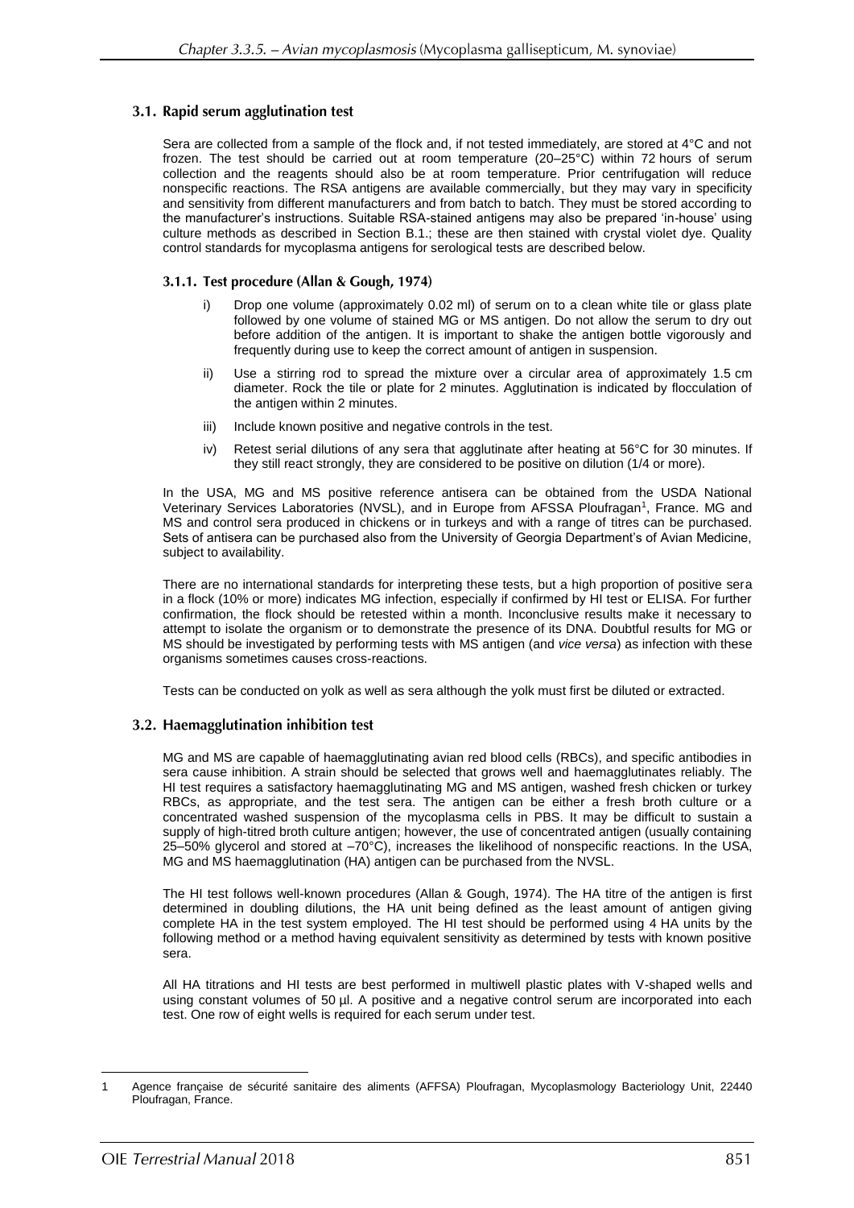### 3.1. Rapid serum agglutination test

Sera are collected from a sample of the flock and, if not tested immediately, are stored at 4°C and not frozen. The test should be carried out at room temperature (20–25°C) within 72 hours of serum collection and the reagents should also be at room temperature. Prior centrifugation will reduce nonspecific reactions. The RSA antigens are available commercially, but they may vary in specificity and sensitivity from different manufacturers and from batch to batch. They must be stored according to the manufacturer's instructions. Suitable RSA-stained antigens may also be prepared 'in-house' using culture methods as described in Section B.1.; these are then stained with crystal violet dye. Quality control standards for mycoplasma antigens for serological tests are described below.

#### 3.1.1. Test procedure (Allan & Gough, 1974)

i) Drop one volume (approximately 0.02 ml) of serum on to a clean white tile or glass plate followed by one volume of stained MG or MS antigen. Do not allow the serum to dry out before addition of the antigen. It is important to shake the antigen bottle vigorously and frequently during use to keep the correct amount of antigen in suspension.

ii) Use a stirring rod to spread the mixture over a circular area of approximately 1.5 cm diameter. Rock the tile or plate for 2 minutes. Agglutination is indicated by flocculation of the antigen within 2 minutes.

iii) Include known positive and negative controls in the test.

iv) Retest serial dilutions of any sera that agglutinate after heating at 56°C for 30 minutes. If they still react strongly, they are considered to be positive on dilution (1/4 or more).

In the USA, MG and MS positive reference antisera can be obtained from the USDA National Veterinary Services Laboratories (NVSL), and in Europe from AFSSA Ploufragan[1], France. MG and MS and control sera produced in chickens or in turkeys and with a range of titres can be purchased. Sets of antisera can be purchased also from the University of Georgia Department's of Avian Medicine, subject to availability.

There are no international standards for interpreting these tests, but a high proportion of positive sera in a flock (10% or more) indicates MG infection, especially if confirmed by HI test or ELISA. For further confirmation, the flock should be retested within a month. Inconclusive results make it necessary to attempt to isolate the organism or to demonstrate the presence of its DNA. Doubtful results for MG or MS should be investigated by performing tests with MS antigen (and *vice versa*) as infection with these organisms sometimes causes cross-reactions.

Tests can be conducted on yolk as well as sera although the yolk must first be diluted or extracted.

### 3.2. Haemagglutination inhibition test

MG and MS are capable of haemagglutinating avian red blood cells (RBCs), and specific antibodies in sera cause inhibition. A strain should be selected that grows well and haemagglutinates reliably. The HI test requires a satisfactory haemagglutinating MG and MS antigen, washed fresh chicken or turkey RBCs, as appropriate, and the test sera. The antigen can be either a fresh broth culture or a concentrated washed suspension of the mycoplasma cells in PBS. It may be difficult to sustain a supply of high-titred broth culture antigen; however, the use of concentrated antigen (usually containing 25–50% glycerol and stored at –70°C), increases the likelihood of nonspecific reactions. In the USA, MG and MS haemagglutination (HA) antigen can be purchased from the NVSL.

The HI test follows well-known procedures (Allan & Gough, 1974). The HA titre of the antigen is first determined in doubling dilutions, the HA unit being defined as the least amount of antigen giving complete HA in the test system employed. The HI test should be performed using 4 HA units by the following method or a method having equivalent sensitivity as determined by tests with known positive sera.

All HA titrations and HI tests are best performed in multiwell plastic plates with V-shaped wells and using constant volumes of 50 µl. A positive and a negative control serum are incorporated into each test. One row of eight wells is required for each serum under test.

---

1 Agence française de sécurité sanitaire des aliments (AFFSA) Ploufragan, Mycoplasmology Bacteriology Unit, 22440 Ploufragan, France.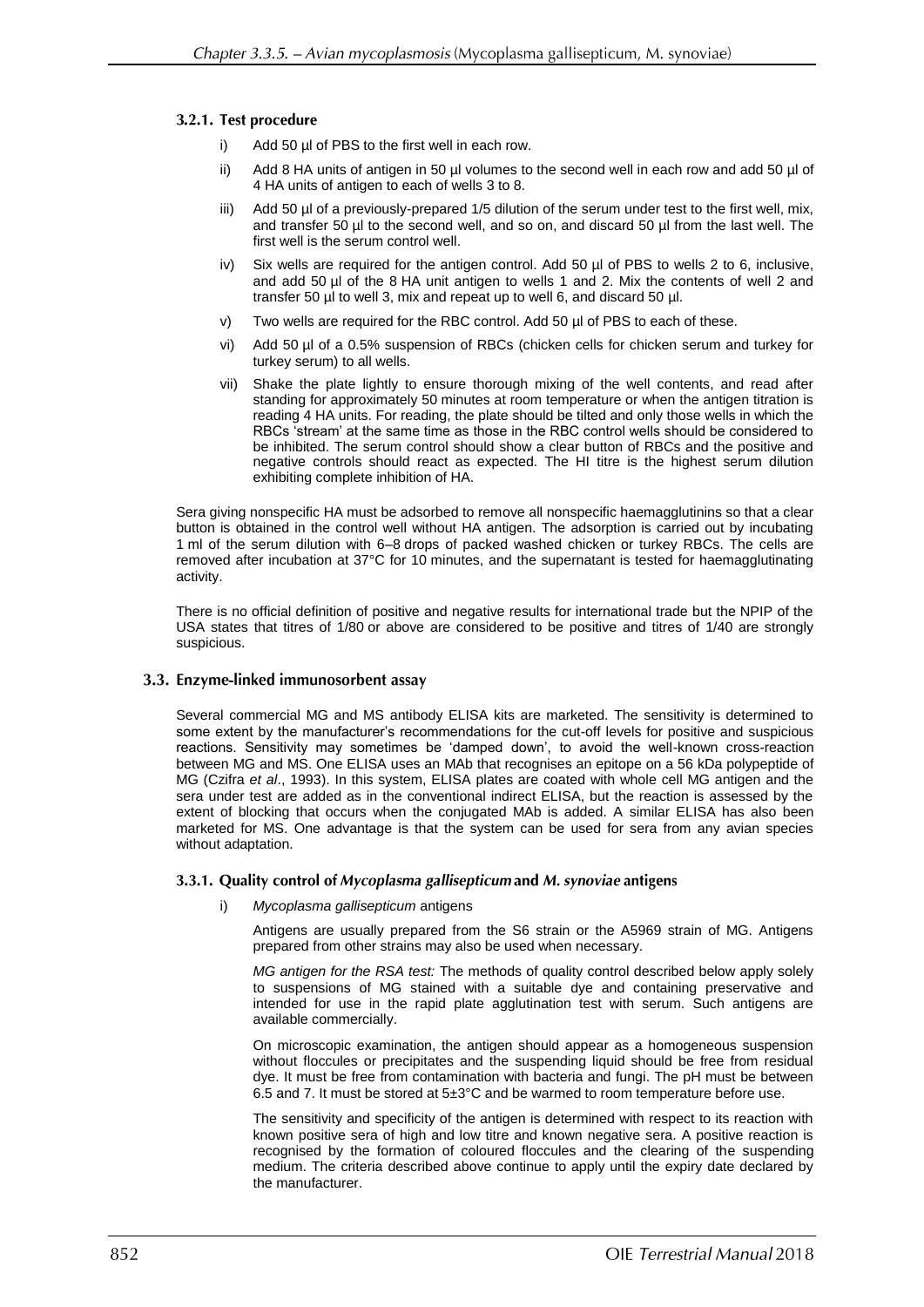#### 3.2.1. Test procedure

i) Add 50 µl of PBS to the first well in each row.

ii) Add 8 HA units of antigen in 50 µl volumes to the second well in each row and add 50 µl of 4 HA units of antigen to each of wells 3 to 8.

iii) Add 50 µl of a previously-prepared 1/5 dilution of the serum under test to the first well, mix, and transfer 50 µl to the second well, and so on, and discard 50 µl from the last well. The first well is the serum control well.

iv) Six wells are required for the antigen control. Add 50 µl of PBS to wells 2 to 6, inclusive, and add 50 µl of the 8 HA unit antigen to wells 1 and 2. Mix the contents of well 2 and transfer 50 µl to well 3, mix and repeat up to well 6, and discard 50 µl.

v) Two wells are required for the RBC control. Add 50 µl of PBS to each of these.

vi) Add 50 µl of a 0.5% suspension of RBCs (chicken cells for chicken serum and turkey for turkey serum) to all wells.

vii) Shake the plate lightly to ensure thorough mixing of the well contents, and read after standing for approximately 50 minutes at room temperature or when the antigen titration is reading 4 HA units. For reading, the plate should be tilted and only those wells in which the RBCs 'stream' at the same time as those in the RBC control wells should be considered to be inhibited. The serum control should show a clear button of RBCs and the positive and negative controls should react as expected. The HI titre is the highest serum dilution exhibiting complete inhibition of HA.

Sera giving nonspecific HA must be adsorbed to remove all nonspecific haemagglutinins so that a clear button is obtained in the control well without HA antigen. The adsorption is carried out by incubating 1 ml of the serum dilution with 6–8 drops of packed washed chicken or turkey RBCs. The cells are removed after incubation at 37°C for 10 minutes, and the supernatant is tested for haemagglutinating activity.

There is no official definition of positive and negative results for international trade but the NPIP of the USA states that titres of 1/80 or above are considered to be positive and titres of 1/40 are strongly suspicious.

### 3.3. Enzyme-linked immunosorbent assay

Several commercial MG and MS antibody ELISA kits are marketed. The sensitivity is determined to some extent by the manufacturer's recommendations for the cut-off levels for positive and suspicious reactions. Sensitivity may sometimes be 'damped down', to avoid the well-known cross-reaction between MG and MS. One ELISA uses an MAb that recognises an epitope on a 56 kDa polypeptide of MG (Czifra *et al*., 1993). In this system, ELISA plates are coated with whole cell MG antigen and the sera under test are added as in the conventional indirect ELISA, but the reaction is assessed by the extent of blocking that occurs when the conjugated MAb is added. A similar ELISA has also been marketed for MS. One advantage is that the system can be used for sera from any avian species without adaptation.

#### 3.3.1. Quality control of *Mycoplasma gallisepticum* and *M. synoviae* antigens

i) *Mycoplasma gallisepticum* antigens

Antigens are usually prepared from the S6 strain or the A5969 strain of MG. Antigens prepared from other strains may also be used when necessary.

*MG antigen for the RSA test:* The methods of quality control described below apply solely to suspensions of MG stained with a suitable dye and containing preservative and intended for use in the rapid plate agglutination test with serum. Such antigens are available commercially.

On microscopic examination, the antigen should appear as a homogeneous suspension without floccules or precipitates and the suspending liquid should be free from residual dye. It must be free from contamination with bacteria and fungi. The pH must be between 6.5 and 7. It must be stored at 5±3°C and be warmed to room temperature before use.

The sensitivity and specificity of the antigen is determined with respect to its reaction with known positive sera of high and low titre and known negative sera. A positive reaction is recognised by the formation of coloured floccules and the clearing of the suspending medium. The criteria described above continue to apply until the expiry date declared by the manufacturer.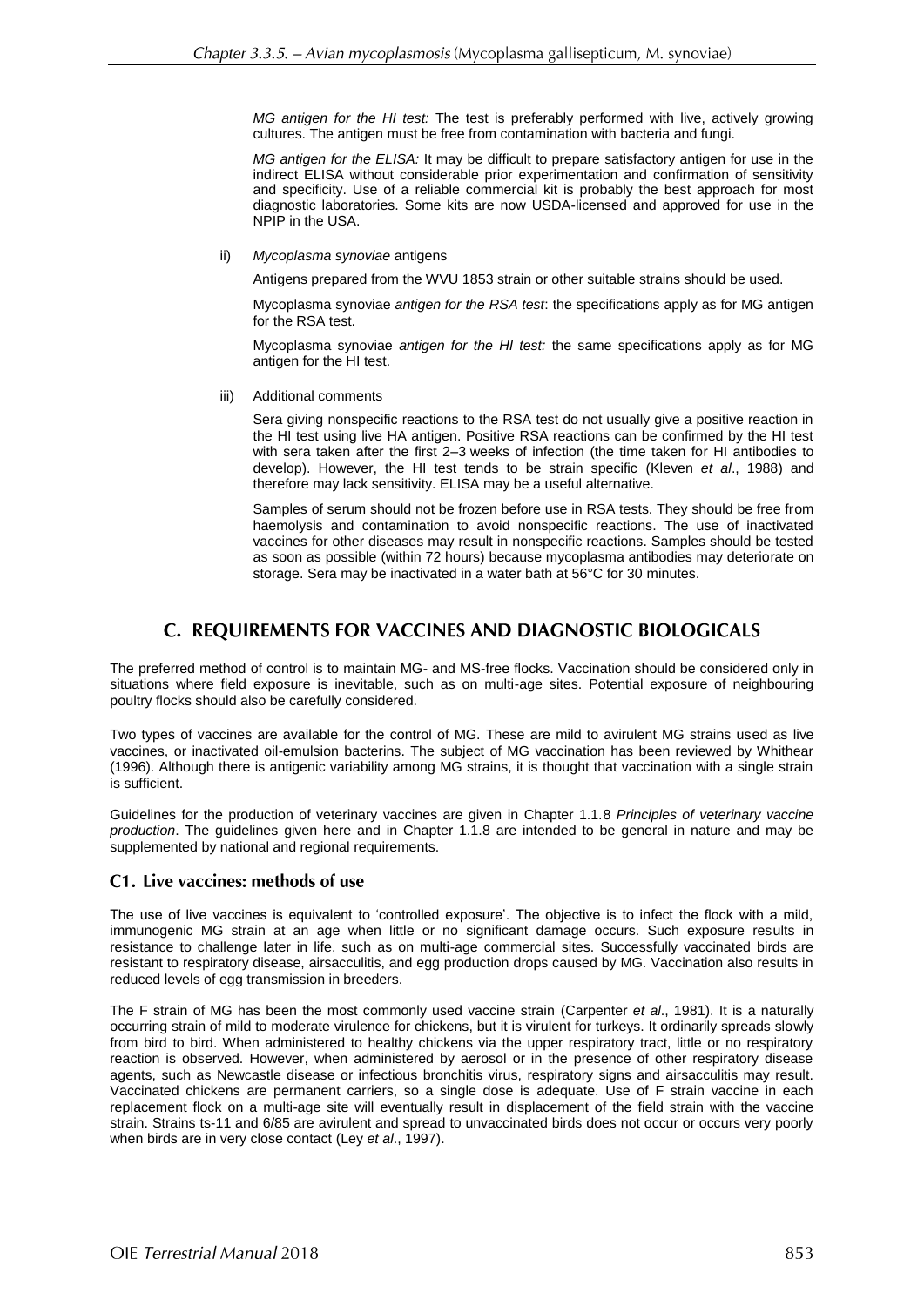*MG antigen for the HI test:* The test is preferably performed with live, actively growing cultures. The antigen must be free from contamination with bacteria and fungi.

*MG antigen for the ELISA:* It may be difficult to prepare satisfactory antigen for use in the indirect ELISA without considerable prior experimentation and confirmation of sensitivity and specificity. Use of a reliable commercial kit is probably the best approach for most diagnostic laboratories. Some kits are now USDA-licensed and approved for use in the NPIP in the USA.

ii) *Mycoplasma synoviae* antigens

Antigens prepared from the WVU 1853 strain or other suitable strains should be used.

Mycoplasma synoviae *antigen for the RSA test*: the specifications apply as for MG antigen for the RSA test.

Mycoplasma synoviae *antigen for the HI test:* the same specifications apply as for MG antigen for the HI test.

iii) Additional comments

Sera giving nonspecific reactions to the RSA test do not usually give a positive reaction in the HI test using live HA antigen. Positive RSA reactions can be confirmed by the HI test with sera taken after the first 2–3 weeks of infection (the time taken for HI antibodies to develop). However, the HI test tends to be strain specific (Kleven *et al*., 1988) and therefore may lack sensitivity. ELISA may be a useful alternative.

Samples of serum should not be frozen before use in RSA tests. They should be free from haemolysis and contamination to avoid nonspecific reactions. The use of inactivated vaccines for other diseases may result in nonspecific reactions. Samples should be tested as soon as possible (within 72 hours) because mycoplasma antibodies may deteriorate on storage. Sera may be inactivated in a water bath at 56°C for 30 minutes.

## C. REQUIREMENTS FOR VACCINES AND DIAGNOSTIC BIOLOGICALS

The preferred method of control is to maintain MG- and MS-free flocks. Vaccination should be considered only in situations where field exposure is inevitable, such as on multi-age sites. Potential exposure of neighbouring poultry flocks should also be carefully considered.

Two types of vaccines are available for the control of MG. These are mild to avirulent MG strains used as live vaccines, or inactivated oil-emulsion bacterins. The subject of MG vaccination has been reviewed by Whithear (1996). Although there is antigenic variability among MG strains, it is thought that vaccination with a single strain is sufficient.

Guidelines for the production of veterinary vaccines are given in Chapter 1.1.8 *Principles of veterinary vaccine production*. The guidelines given here and in Chapter 1.1.8 are intended to be general in nature and may be supplemented by national and regional requirements.

### C1. Live vaccines: methods of use

The use of live vaccines is equivalent to 'controlled exposure'. The objective is to infect the flock with a mild, immunogenic MG strain at an age when little or no significant damage occurs. Such exposure results in resistance to challenge later in life, such as on multi-age commercial sites. Successfully vaccinated birds are resistant to respiratory disease, airsacculitis, and egg production drops caused by MG. Vaccination also results in reduced levels of egg transmission in breeders.

The F strain of MG has been the most commonly used vaccine strain (Carpenter *et al*., 1981). It is a naturally occurring strain of mild to moderate virulence for chickens, but it is virulent for turkeys. It ordinarily spreads slowly from bird to bird. When administered to healthy chickens via the upper respiratory tract, little or no respiratory reaction is observed. However, when administered by aerosol or in the presence of other respiratory disease agents, such as Newcastle disease or infectious bronchitis virus, respiratory signs and airsacculitis may result. Vaccinated chickens are permanent carriers, so a single dose is adequate. Use of F strain vaccine in each replacement flock on a multi-age site will eventually result in displacement of the field strain with the vaccine strain. Strains ts-11 and 6/85 are avirulent and spread to unvaccinated birds does not occur or occurs very poorly when birds are in very close contact (Ley *et al*., 1997).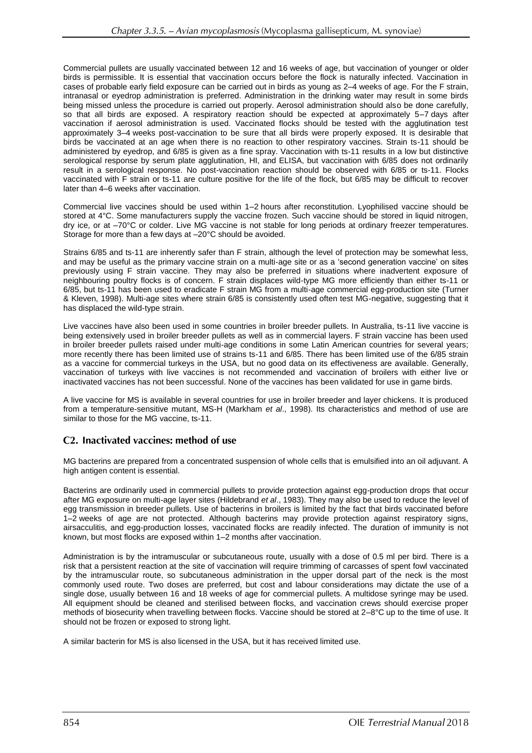Commercial pullets are usually vaccinated between 12 and 16 weeks of age, but vaccination of younger or older birds is permissible. It is essential that vaccination occurs before the flock is naturally infected. Vaccination in cases of probable early field exposure can be carried out in birds as young as 2–4 weeks of age. For the F strain, intranasal or eyedrop administration is preferred. Administration in the drinking water may result in some birds being missed unless the procedure is carried out properly. Aerosol administration should also be done carefully, so that all birds are exposed. A respiratory reaction should be expected at approximately 5–7 days after vaccination if aerosol administration is used. Vaccinated flocks should be tested with the agglutination test approximately 3–4 weeks post-vaccination to be sure that all birds were properly exposed. It is desirable that birds be vaccinated at an age when there is no reaction to other respiratory vaccines. Strain ts-11 should be administered by eyedrop, and 6/85 is given as a fine spray. Vaccination with ts-11 results in a low but distinctive serological response by serum plate agglutination, HI, and ELISA, but vaccination with 6/85 does not ordinarily result in a serological response. No post-vaccination reaction should be observed with 6/85 or ts-11. Flocks vaccinated with F strain or ts-11 are culture positive for the life of the flock, but 6/85 may be difficult to recover later than 4–6 weeks after vaccination.

Commercial live vaccines should be used within 1–2 hours after reconstitution. Lyophilised vaccine should be stored at 4°C. Some manufacturers supply the vaccine frozen. Such vaccine should be stored in liquid nitrogen, dry ice, or at –70°C or colder. Live MG vaccine is not stable for long periods at ordinary freezer temperatures. Storage for more than a few days at –20°C should be avoided.

Strains 6/85 and ts-11 are inherently safer than F strain, although the level of protection may be somewhat less, and may be useful as the primary vaccine strain on a multi-age site or as a 'second generation vaccine' on sites previously using F strain vaccine. They may also be preferred in situations where inadvertent exposure of neighbouring poultry flocks is of concern. F strain displaces wild-type MG more efficiently than either ts-11 or 6/85, but ts-11 has been used to eradicate F strain MG from a multi-age commercial egg-production site (Turner & Kleven, 1998). Multi-age sites where strain 6/85 is consistently used often test MG-negative, suggesting that it has displaced the wild-type strain.

Live vaccines have also been used in some countries in broiler breeder pullets. In Australia, ts-11 live vaccine is being extensively used in broiler breeder pullets as well as in commercial layers. F strain vaccine has been used in broiler breeder pullets raised under multi-age conditions in some Latin American countries for several years; more recently there has been limited use of strains ts-11 and 6/85. There has been limited use of the 6/85 strain as a vaccine for commercial turkeys in the USA, but no good data on its effectiveness are available. Generally, vaccination of turkeys with live vaccines is not recommended and vaccination of broilers with either live or inactivated vaccines has not been successful. None of the vaccines has been validated for use in game birds.

A live vaccine for MS is available in several countries for use in broiler breeder and layer chickens. It is produced from a temperature-sensitive mutant, MS-H (Markham *et al*., 1998). Its characteristics and method of use are similar to those for the MG vaccine, ts-11.

## C2. Inactivated vaccines: method of use

MG bacterins are prepared from a concentrated suspension of whole cells that is emulsified into an oil adjuvant. A high antigen content is essential.

Bacterins are ordinarily used in commercial pullets to provide protection against egg-production drops that occur after MG exposure on multi-age layer sites (Hildebrand *et al*., 1983). They may also be used to reduce the level of egg transmission in breeder pullets. Use of bacterins in broilers is limited by the fact that birds vaccinated before 1–2 weeks of age are not protected. Although bacterins may provide protection against respiratory signs, airsacculitis, and egg-production losses, vaccinated flocks are readily infected. The duration of immunity is not known, but most flocks are exposed within 1–2 months after vaccination.

Administration is by the intramuscular or subcutaneous route, usually with a dose of 0.5 ml per bird. There is a risk that a persistent reaction at the site of vaccination will require trimming of carcasses of spent fowl vaccinated by the intramuscular route, so subcutaneous administration in the upper dorsal part of the neck is the most commonly used route. Two doses are preferred, but cost and labour considerations may dictate the use of a single dose, usually between 16 and 18 weeks of age for commercial pullets. A multidose syringe may be used. All equipment should be cleaned and sterilised between flocks, and vaccination crews should exercise proper methods of biosecurity when travelling between flocks. Vaccine should be stored at 2–8°C up to the time of use. It should not be frozen or exposed to strong light.

A similar bacterin for MS is also licensed in the USA, but it has received limited use.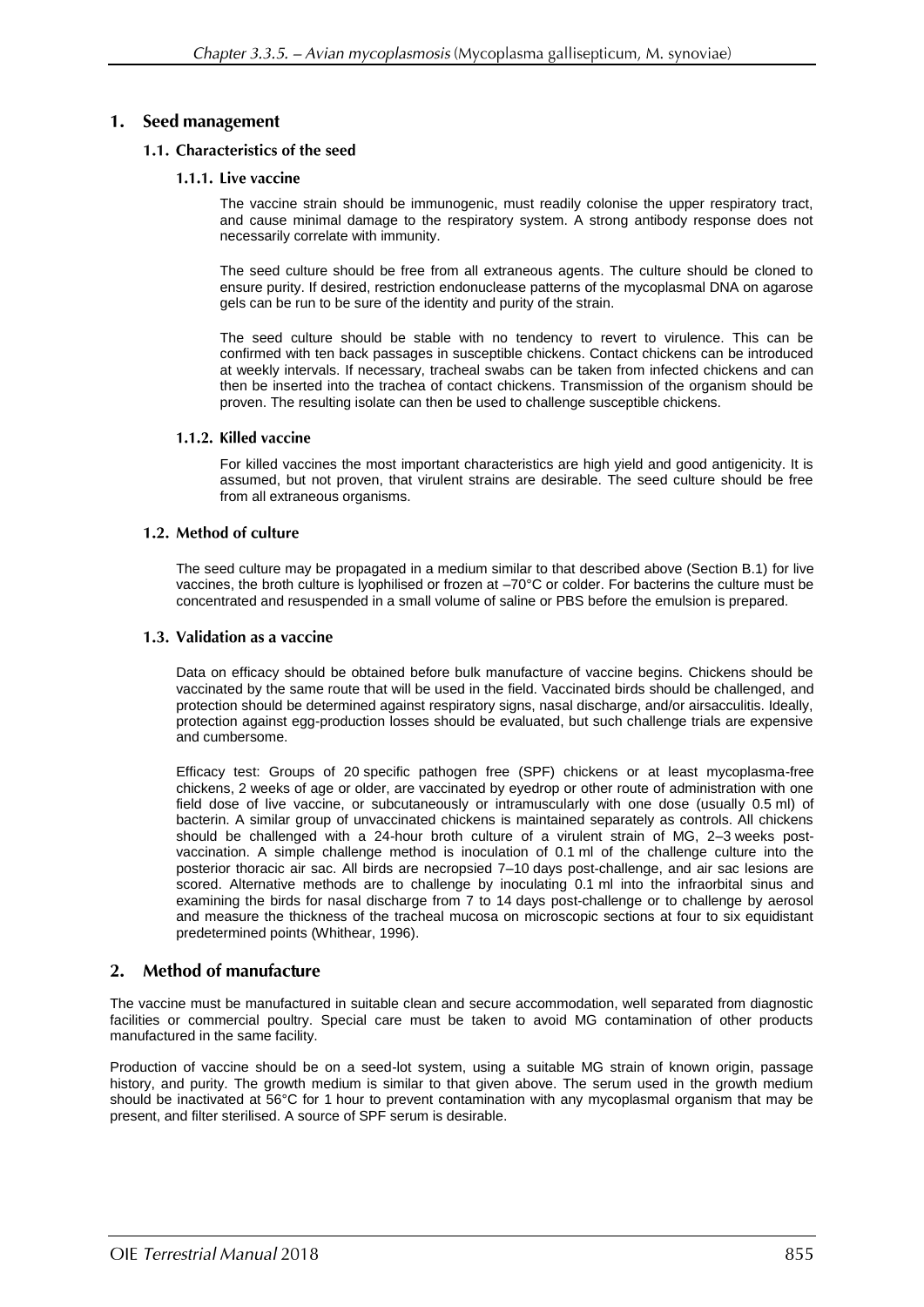## 1. Seed management

### 1.1. Characteristics of the seed

#### 1.1.1. Live vaccine

The vaccine strain should be immunogenic, must readily colonise the upper respiratory tract, and cause minimal damage to the respiratory system. A strong antibody response does not necessarily correlate with immunity.

The seed culture should be free from all extraneous agents. The culture should be cloned to ensure purity. If desired, restriction endonuclease patterns of the mycoplasmal DNA on agarose gels can be run to be sure of the identity and purity of the strain.

The seed culture should be stable with no tendency to revert to virulence. This can be confirmed with ten back passages in susceptible chickens. Contact chickens can be introduced at weekly intervals. If necessary, tracheal swabs can be taken from infected chickens and can then be inserted into the trachea of contact chickens. Transmission of the organism should be proven. The resulting isolate can then be used to challenge susceptible chickens.

#### 1.1.2. Killed vaccine

For killed vaccines the most important characteristics are high yield and good antigenicity. It is assumed, but not proven, that virulent strains are desirable. The seed culture should be free from all extraneous organisms.

### 1.2. Method of culture

The seed culture may be propagated in a medium similar to that described above (Section B.1) for live vaccines, the broth culture is lyophilised or frozen at –70°C or colder. For bacterins the culture must be concentrated and resuspended in a small volume of saline or PBS before the emulsion is prepared.

### 1.3. Validation as a vaccine

Data on efficacy should be obtained before bulk manufacture of vaccine begins. Chickens should be vaccinated by the same route that will be used in the field. Vaccinated birds should be challenged, and protection should be determined against respiratory signs, nasal discharge, and/or airsacculitis. Ideally, protection against egg-production losses should be evaluated, but such challenge trials are expensive and cumbersome.

Efficacy test: Groups of 20 specific pathogen free (SPF) chickens or at least mycoplasma-free chickens, 2 weeks of age or older, are vaccinated by eyedrop or other route of administration with one field dose of live vaccine, or subcutaneously or intramuscularly with one dose (usually 0.5 ml) of bacterin. A similar group of unvaccinated chickens is maintained separately as controls. All chickens should be challenged with a 24-hour broth culture of a virulent strain of MG, 2–3 weeks post-vaccination. A simple challenge method is inoculation of 0.1 ml of the challenge culture into the posterior thoracic air sac. All birds are necropsied 7–10 days post-challenge, and air sac lesions are scored. Alternative methods are to challenge by inoculating 0.1 ml into the infraorbital sinus and examining the birds for nasal discharge from 7 to 14 days post-challenge or to challenge by aerosol and measure the thickness of the tracheal mucosa on microscopic sections at four to six equidistant predetermined points (Whithear, 1996).

## 2. Method of manufacture

The vaccine must be manufactured in suitable clean and secure accommodation, well separated from diagnostic facilities or commercial poultry. Special care must be taken to avoid MG contamination of other products manufactured in the same facility.

Production of vaccine should be on a seed-lot system, using a suitable MG strain of known origin, passage history, and purity. The growth medium is similar to that given above. The serum used in the growth medium should be inactivated at 56°C for 1 hour to prevent contamination with any mycoplasmal organism that may be present, and filter sterilised. A source of SPF serum is desirable.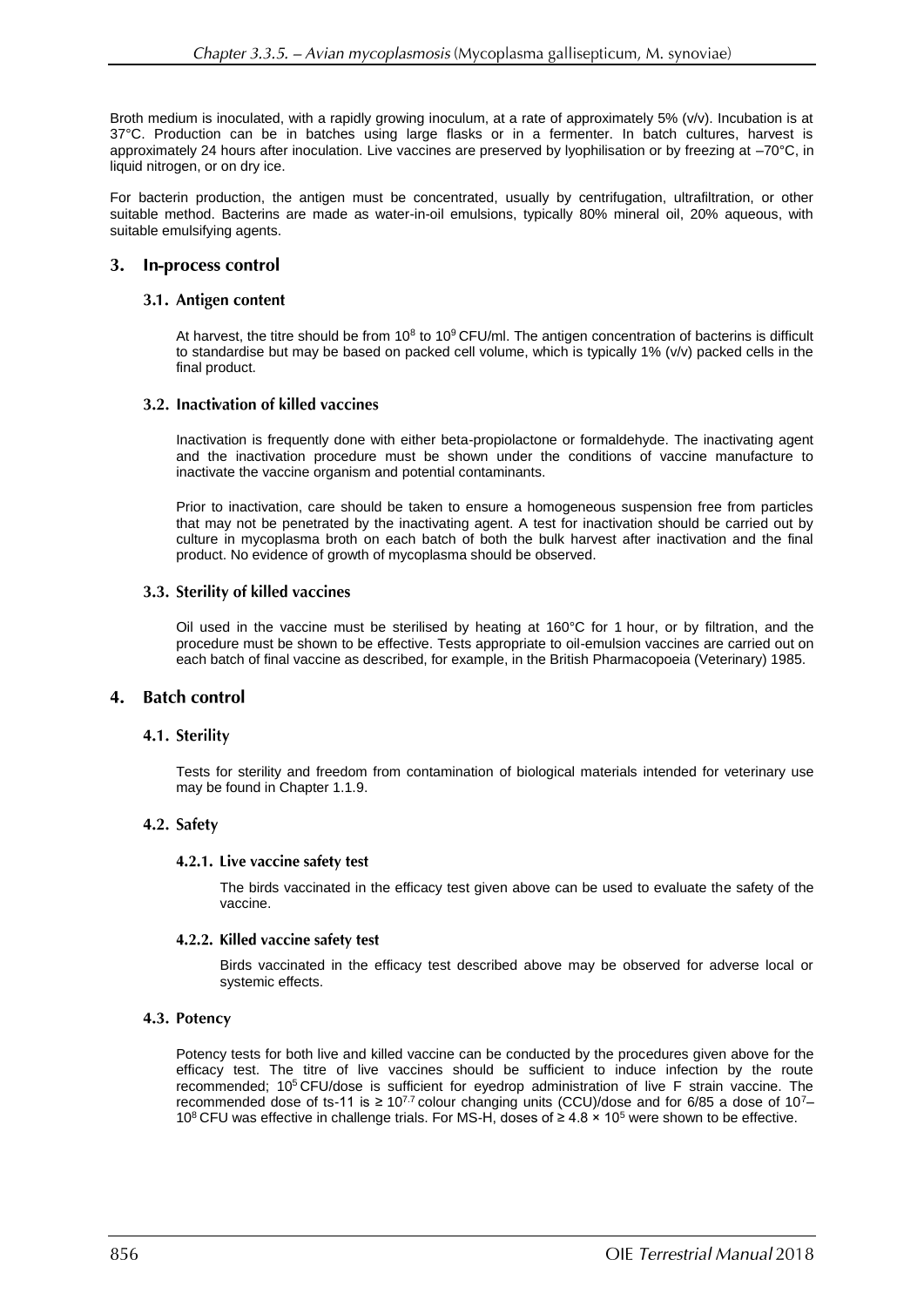Broth medium is inoculated, with a rapidly growing inoculum, at a rate of approximately 5% (v/v). Incubation is at 37°C. Production can be in batches using large flasks or in a fermenter. In batch cultures, harvest is approximately 24 hours after inoculation. Live vaccines are preserved by lyophilisation or by freezing at –70°C, in liquid nitrogen, or on dry ice.

For bacterin production, the antigen must be concentrated, usually by centrifugation, ultrafiltration, or other suitable method. Bacterins are made as water-in-oil emulsions, typically 80% mineral oil, 20% aqueous, with suitable emulsifying agents.

## 3. In-process control

### 3.1. Antigen content

At harvest, the titre should be from $10^8$ to $10^9$ CFU/ml. The antigen concentration of bacterins is difficult to standardise but may be based on packed cell volume, which is typically 1% (v/v) packed cells in the final product.

### 3.2. Inactivation of killed vaccines

Inactivation is frequently done with either beta-propiolactone or formaldehyde. The inactivating agent and the inactivation procedure must be shown under the conditions of vaccine manufacture to inactivate the vaccine organism and potential contaminants.

Prior to inactivation, care should be taken to ensure a homogeneous suspension free from particles that may not be penetrated by the inactivating agent. A test for inactivation should be carried out by culture in mycoplasma broth on each batch of both the bulk harvest after inactivation and the final product. No evidence of growth of mycoplasma should be observed.

### 3.3. Sterility of killed vaccines

Oil used in the vaccine must be sterilised by heating at 160°C for 1 hour, or by filtration, and the procedure must be shown to be effective. Tests appropriate to oil-emulsion vaccines are carried out on each batch of final vaccine as described, for example, in the British Pharmacopoeia (Veterinary) 1985.

## 4. Batch control

### 4.1. Sterility

Tests for sterility and freedom from contamination of biological materials intended for veterinary use may be found in Chapter 1.1.9.

### 4.2. Safety

#### 4.2.1. Live vaccine safety test

The birds vaccinated in the efficacy test given above can be used to evaluate the safety of the vaccine.

#### 4.2.2. Killed vaccine safety test

Birds vaccinated in the efficacy test described above may be observed for adverse local or systemic effects.

### 4.3. Potency

Potency tests for both live and killed vaccine can be conducted by the procedures given above for the efficacy test. The titre of live vaccines should be sufficient to induce infection by the route recommended; $10^5$ CFU/dose is sufficient for eyedrop administration of live F strain vaccine. The recommended dose of ts-11 is $\geq 10^{7.7}$ colour changing units (CCU)/dose and for 6/85 a dose of $10^7$–$10^8$ CFU was effective in challenge trials. For MS-H, doses of $\geq 4.8 \times 10^5$ were shown to be effective.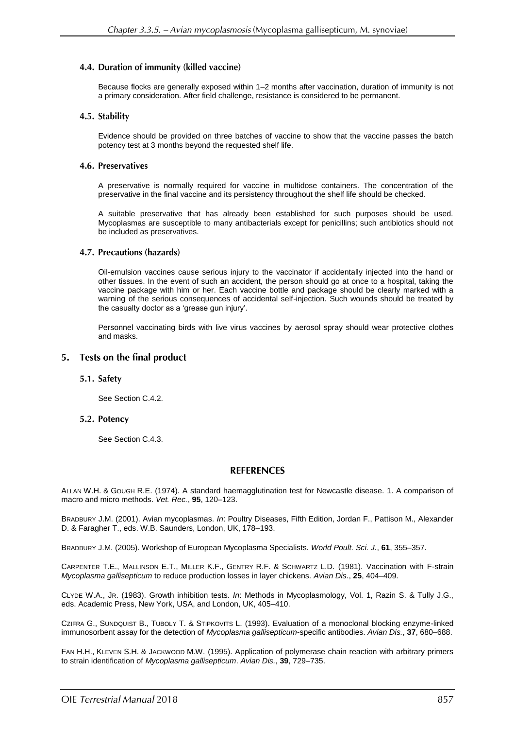### 4.4. Duration of immunity (killed vaccine)

Because flocks are generally exposed within 1–2 months after vaccination, duration of immunity is not a primary consideration. After field challenge, resistance is considered to be permanent.

### 4.5. Stability

Evidence should be provided on three batches of vaccine to show that the vaccine passes the batch potency test at 3 months beyond the requested shelf life.

### 4.6. Preservatives

A preservative is normally required for vaccine in multidose containers. The concentration of the preservative in the final vaccine and its persistency throughout the shelf life should be checked.

A suitable preservative that has already been established for such purposes should be used. Mycoplasmas are susceptible to many antibacterials except for penicillins; such antibiotics should not be included as preservatives.

### 4.7. Precautions (hazards)

Oil-emulsion vaccines cause serious injury to the vaccinator if accidentally injected into the hand or other tissues. In the event of such an accident, the person should go at once to a hospital, taking the vaccine package with him or her. Each vaccine bottle and package should be clearly marked with a warning of the serious consequences of accidental self-injection. Such wounds should be treated by the casualty doctor as a 'grease gun injury'.

Personnel vaccinating birds with live virus vaccines by aerosol spray should wear protective clothes and masks.

## 5. Tests on the final product

### 5.1. Safety

See Section C.4.2.

### 5.2. Potency

See Section C.4.3.

## REFERENCES

ALLAN W.H. & GOUGH R.E. (1974). A standard haemagglutination test for Newcastle disease. 1. A comparison of macro and micro methods. *Vet. Rec.*, **95**, 120–123.

BRADBURY J.M. (2001). Avian mycoplasmas. *In*: Poultry Diseases, Fifth Edition, Jordan F., Pattison M., Alexander D. & Faragher T., eds. W.B. Saunders, London, UK, 178–193.

BRADBURY J.M. (2005). Workshop of European Mycoplasma Specialists. *World Poult. Sci. J.*, **61**, 355–357.

CARPENTER T.E., MALLINSON E.T., MILLER K.F., GENTRY R.F. & SCHWARTZ L.D. (1981). Vaccination with F-strain *Mycoplasma gallisepticum* to reduce production losses in layer chickens. *Avian Dis.*, **25**, 404–409.

CLYDE W.A., JR. (1983). Growth inhibition tests. *In*: Methods in Mycoplasmology, Vol. 1, Razin S. & Tully J.G., eds. Academic Press, New York, USA, and London, UK, 405–410.

CZIFRA G., SUNDQUIST B., TUBOLY T. & STIPKOVITS L. (1993). Evaluation of a monoclonal blocking enzyme-linked immunosorbent assay for the detection of *Mycoplasma gallisepticum*-specific antibodies. *Avian Dis.*, **37**, 680–688.

FAN H.H., KLEVEN S.H. & JACKWOOD M.W. (1995). Application of polymerase chain reaction with arbitrary primers to strain identification of *Mycoplasma gallisepticum*. *Avian Dis.*, **39**, 729–735.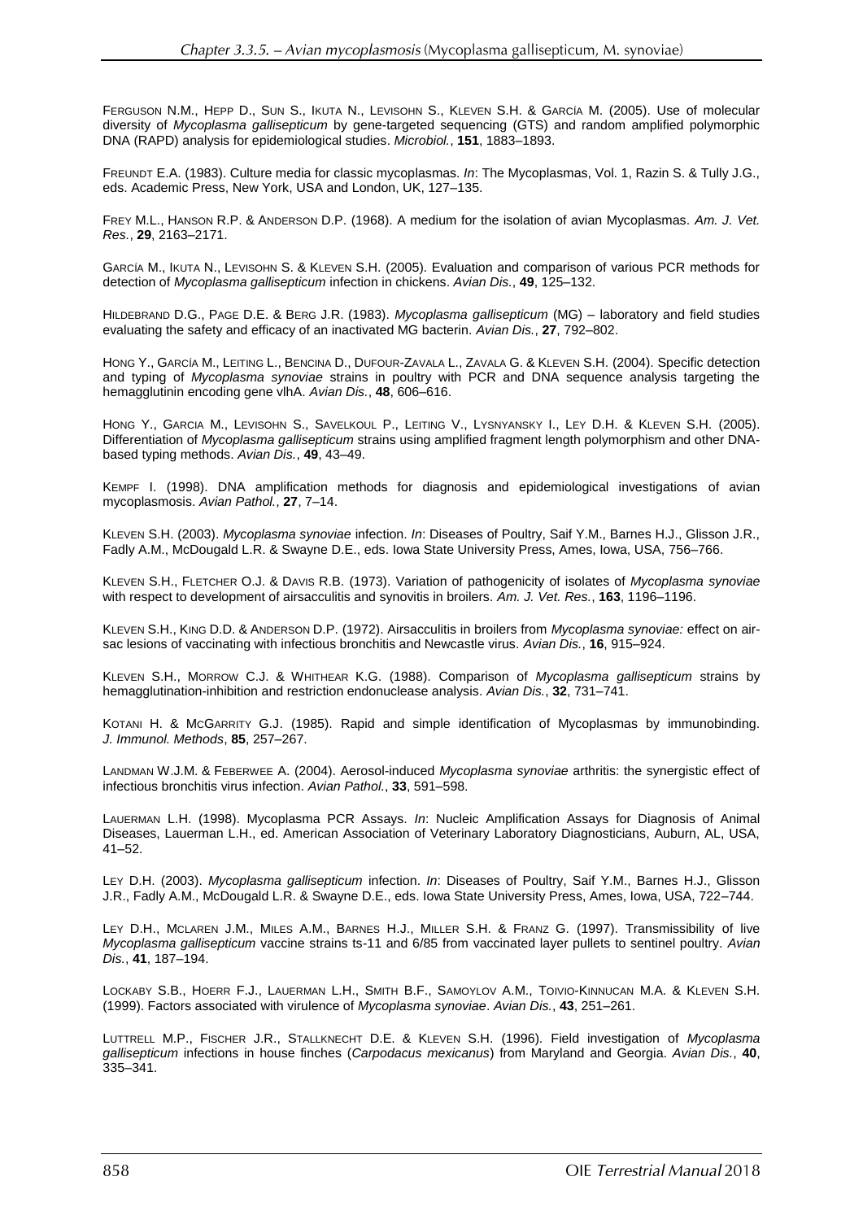FERGUSON N.M., HEPP D., SUN S., IKUTA N., LEVISOHN S., KLEVEN S.H. & GARCÍA M. (2005). Use of molecular diversity of *Mycoplasma gallisepticum* by gene-targeted sequencing (GTS) and random amplified polymorphic DNA (RAPD) analysis for epidemiological studies. *Microbiol.*, **151**, 1883–1893.

FREUNDT E.A. (1983). Culture media for classic mycoplasmas. *In*: The Mycoplasmas, Vol. 1, Razin S. & Tully J.G., eds. Academic Press, New York, USA and London, UK, 127–135.

FREY M.L., HANSON R.P. & ANDERSON D.P. (1968). A medium for the isolation of avian Mycoplasmas. *Am. J. Vet. Res.*, **29**, 2163–2171.

GARCÍA M., IKUTA N., LEVISOHN S. & KLEVEN S.H. (2005). Evaluation and comparison of various PCR methods for detection of *Mycoplasma gallisepticum* infection in chickens. *Avian Dis.*, **49**, 125–132.

HILDEBRAND D.G., PAGE D.E. & BERG J.R. (1983). *Mycoplasma gallisepticum* (MG) – laboratory and field studies evaluating the safety and efficacy of an inactivated MG bacterin. *Avian Dis.*, **27**, 792–802.

HONG Y., GARCÍA M., LEITING L., BENCINA D., DUFOUR-ZAVALA L., ZAVALA G. & KLEVEN S.H. (2004). Specific detection and typing of *Mycoplasma synoviae* strains in poultry with PCR and DNA sequence analysis targeting the hemagglutinin encoding gene vlhA. *Avian Dis.*, **48**, 606–616.

HONG Y., GARCIA M., LEVISOHN S., SAVELKOUL P., LEITING V., LYSNYANSKY I., LEY D.H. & KLEVEN S.H. (2005). Differentiation of *Mycoplasma gallisepticum* strains using amplified fragment length polymorphism and other DNA-based typing methods. *Avian Dis.*, **49**, 43–49.

KEMPF I. (1998). DNA amplification methods for diagnosis and epidemiological investigations of avian mycoplasmosis. *Avian Pathol.*, **27**, 7–14.

KLEVEN S.H. (2003). *Mycoplasma synoviae* infection. *In*: Diseases of Poultry, Saif Y.M., Barnes H.J., Glisson J.R., Fadly A.M., McDougald L.R. & Swayne D.E., eds. Iowa State University Press, Ames, Iowa, USA, 756–766.

KLEVEN S.H., FLETCHER O.J. & DAVIS R.B. (1973). Variation of pathogenicity of isolates of *Mycoplasma synoviae* with respect to development of airsacculitis and synovitis in broilers. *Am. J. Vet. Res.*, **163**, 1196–1196.

KLEVEN S.H., KING D.D. & ANDERSON D.P. (1972). Airsacculitis in broilers from *Mycoplasma synoviae:* effect on air-sac lesions of vaccinating with infectious bronchitis and Newcastle virus. *Avian Dis.*, **16**, 915–924.

KLEVEN S.H., MORROW C.J. & WHITHEAR K.G. (1988). Comparison of *Mycoplasma gallisepticum* strains by hemagglutination-inhibition and restriction endonuclease analysis. *Avian Dis.*, **32**, 731–741.

KOTANI H. & MCGARRITY G.J. (1985). Rapid and simple identification of Mycoplasmas by immunobinding. *J. Immunol. Methods*, **85**, 257–267.

LANDMAN W.J.M. & FEBERWEE A. (2004). Aerosol-induced *Mycoplasma synoviae* arthritis: the synergistic effect of infectious bronchitis virus infection. *Avian Pathol.*, **33**, 591–598.

LAUERMAN L.H. (1998). Mycoplasma PCR Assays. *In*: Nucleic Amplification Assays for Diagnosis of Animal Diseases, Lauerman L.H., ed. American Association of Veterinary Laboratory Diagnosticians, Auburn, AL, USA, 41–52.

LEY D.H. (2003). *Mycoplasma gallisepticum* infection. *In*: Diseases of Poultry, Saif Y.M., Barnes H.J., Glisson J.R., Fadly A.M., McDougald L.R. & Swayne D.E., eds. Iowa State University Press, Ames, Iowa, USA, 722–744.

LEY D.H., MCLAREN J.M., MILES A.M., BARNES H.J., MILLER S.H. & FRANZ G. (1997). Transmissibility of live *Mycoplasma gallisepticum* vaccine strains ts-11 and 6/85 from vaccinated layer pullets to sentinel poultry. *Avian Dis.*, **41**, 187–194.

LOCKABY S.B., HOERR F.J., LAUERMAN L.H., SMITH B.F., SAMOYLOV A.M., TOIVIO-KINNUCAN M.A. & KLEVEN S.H. (1999). Factors associated with virulence of *Mycoplasma synoviae*. *Avian Dis.*, **43**, 251–261.

LUTTRELL M.P., FISCHER J.R., STALLKNECHT D.E. & KLEVEN S.H. (1996). Field investigation of *Mycoplasma gallisepticum* infections in house finches (*Carpodacus mexicanus*) from Maryland and Georgia. *Avian Dis.*, **40**, 335–341.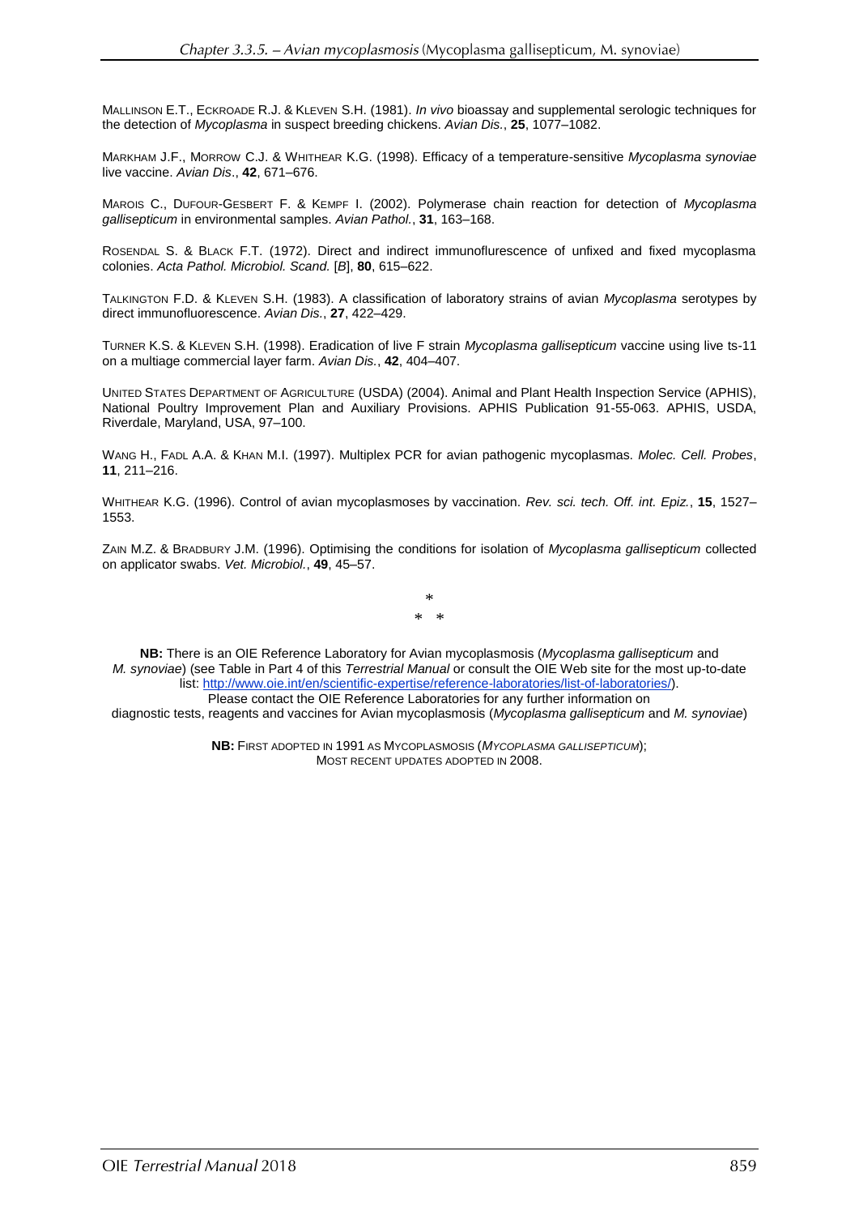MALLINSON E.T., ECKROADE R.J. & KLEVEN S.H. (1981). *In vivo* bioassay and supplemental serologic techniques for the detection of *Mycoplasma* in suspect breeding chickens. *Avian Dis.*, **25**, 1077–1082.

MARKHAM J.F., MORROW C.J. & WHITHEAR K.G. (1998). Efficacy of a temperature-sensitive *Mycoplasma synoviae* live vaccine. *Avian Dis*., **42**, 671–676.

MAROIS C., DUFOUR-GESBERT F. & KEMPF I. (2002). Polymerase chain reaction for detection of *Mycoplasma gallisepticum* in environmental samples. *Avian Pathol.*, **31**, 163–168.

ROSENDAL S. & BLACK F.T. (1972). Direct and indirect immunoflurescence of unfixed and fixed mycoplasma colonies. *Acta Pathol. Microbiol. Scand.* [*B*], **80**, 615–622.

TALKINGTON F.D. & KLEVEN S.H. (1983). A classification of laboratory strains of avian *Mycoplasma* serotypes by direct immunofluorescence. *Avian Dis.*, **27**, 422–429.

TURNER K.S. & KLEVEN S.H. (1998). Eradication of live F strain *Mycoplasma gallisepticum* vaccine using live ts-11 on a multiage commercial layer farm. *Avian Dis.*, **42**, 404–407.

UNITED STATES DEPARTMENT OF AGRICULTURE (USDA) (2004). Animal and Plant Health Inspection Service (APHIS), National Poultry Improvement Plan and Auxiliary Provisions. APHIS Publication 91-55-063. APHIS, USDA, Riverdale, Maryland, USA, 97–100.

WANG H., FADL A.A. & KHAN M.I. (1997). Multiplex PCR for avian pathogenic mycoplasmas. *Molec. Cell. Probes*, **11**, 211–216.

WHITHEAR K.G. (1996). Control of avian mycoplasmoses by vaccination. *Rev. sci. tech. Off. int. Epiz.*, **15**, 1527–1553.

ZAIN M.Z. & BRADBURY J.M. (1996). Optimising the conditions for isolation of *Mycoplasma gallisepticum* collected on applicator swabs. *Vet. Microbiol.*, **49**, 45–57.

\*

\* \*

**NB:** There is an OIE Reference Laboratory for Avian mycoplasmosis (*Mycoplasma gallisepticum* and *M. synoviae*) (see Table in Part 4 of this *Terrestrial Manual* or consult the OIE Web site for the most up-to-date list: http://www.oie.int/en/scientific-expertise/reference-laboratories/list-of-laboratories/).
Please contact the OIE Reference Laboratories for any further information on diagnostic tests, reagents and vaccines for Avian mycoplasmosis (*Mycoplasma gallisepticum* and *M. synoviae*)

**NB:** FIRST ADOPTED IN 1991 AS MYCOPLASMOSIS (*MYCOPLASMA GALLISEPTICUM*); MOST RECENT UPDATES ADOPTED IN 2008.